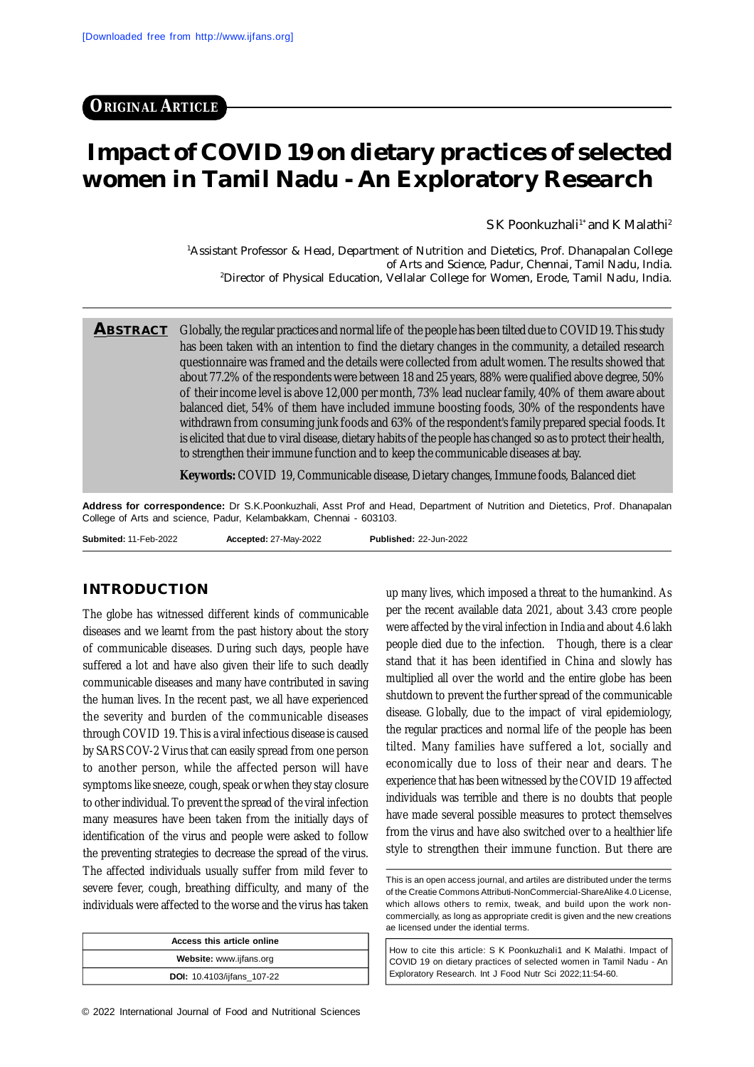ORIGINAL ARTICLE

# Impact of COVID 19 on dietary practices of selected women in Tamil Nadu - An Exploratory Research

S K Poonkuzhali[1*] and K Malathi[2]

[1]Assistant Professor & Head, Department of Nutrition and Dietetics, Prof. Dhanapalan College of Arts and Science, Padur, Chennai, Tamil Nadu, India.
[2]Director of Physical Education, Vellalar College for Women, Erode, Tamil Nadu, India.

**ABSTRACT** Globally, the regular practices and normal life of the people has been tilted due to COVID 19. This study has been taken with an intention to find the dietary changes in the community, a detailed research questionnaire was framed and the details were collected from adult women. The results showed that about 77.2% of the respondents were between 18 and 25 years, 88% were qualified above degree, 50% of their income level is above 12,000 per month, 73% lead nuclear family, 40% of them aware about balanced diet, 54% of them have included immune boosting foods, 30% of the respondents have withdrawn from consuming junk foods and 63% of the respondent's family prepared special foods. It is elicited that due to viral disease, dietary habits of the people has changed so as to protect their health, to strengthen their immune function and to keep the communicable diseases at bay.

**Keywords:** COVID 19, Communicable disease, Dietary changes, Immune foods, Balanced diet

**Address for correspondence:** Dr S.K.Poonkuzhali, Asst Prof and Head, Department of Nutrition and Dietetics, Prof. Dhanapalan College of Arts and science, Padur, Kelambakkam, Chennai - 603103.

**Submited:** 11-Feb-2022 **Accepted:** 27-May-2022 **Published:** 22-Jun-2022

## INTRODUCTION

The globe has witnessed different kinds of communicable diseases and we learnt from the past history about the story of communicable diseases. During such days, people have suffered a lot and have also given their life to such deadly communicable diseases and many have contributed in saving the human lives. In the recent past, we all have experienced the severity and burden of the communicable diseases through COVID 19. This is a viral infectious disease is caused by SARS COV-2 Virus that can easily spread from one person to another person, while the affected person will have symptoms like sneeze, cough, speak or when they stay closure to other individual. To prevent the spread of the viral infection many measures have been taken from the initially days of identification of the virus and people were asked to follow the preventing strategies to decrease the spread of the virus. The affected individuals usually suffer from mild fever to severe fever, cough, breathing difficulty, and many of the individuals were affected to the worse and the virus has taken up many lives, which imposed a threat to the humankind. As per the recent available data 2021, about 3.43 crore people were affected by the viral infection in India and about 4.6 lakh people died due to the infection. Though, there is a clear stand that it has been identified in China and slowly has multiplied all over the world and the entire globe has been shutdown to prevent the further spread of the communicable disease. Globally, due to the impact of viral epidemiology, the regular practices and normal life of the people has been tilted. Many families have suffered a lot, socially and economically due to loss of their near and dears. The experience that has been witnessed by the COVID 19 affected individuals was terrible and there is no doubts that people have made several possible measures to protect themselves from the virus and have also switched over to a healthier life style to strengthen their immune function. But there are

| Access this article online |
|---|
| **Website:** www.ijfans.org |
| **DOI:** 10.4103/ijfans_107-22 |

This is an open access journal, and artiles are distributed under the terms of the Creatie Commons Attributi-NonCommercial-ShareAlike 4.0 License, which allows others to remix, tweak, and build upon the work non-commercially, as long as appropriate credit is given and the new creations ae licensed under the idential terms.

How to cite this article: S K Poonkuzhali1 and K Malathi. Impact of COVID 19 on dietary practices of selected women in Tamil Nadu - An Exploratory Research. Int J Food Nutr Sci 2022;11:54-60.

© 2022 International Journal of Food and Nutritional Sciences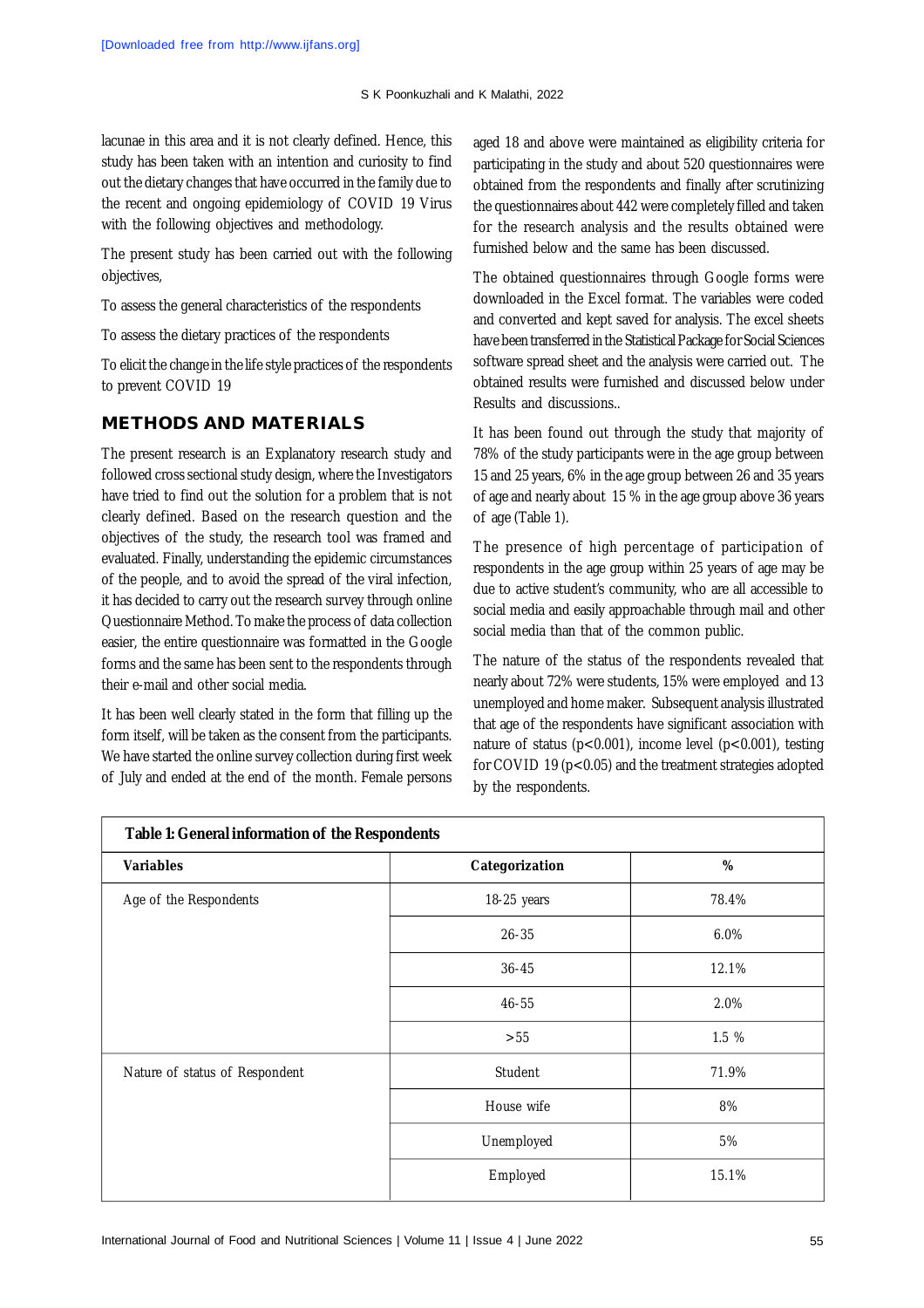lacunae in this area and it is not clearly defined. Hence, this study has been taken with an intention and curiosity to find out the dietary changes that have occurred in the family due to the recent and ongoing epidemiology of COVID 19 Virus with the following objectives and methodology.

The present study has been carried out with the following objectives,

To assess the general characteristics of the respondents

To assess the dietary practices of the respondents

To elicit the change in the life style practices of the respondents to prevent COVID 19

## METHODS AND MATERIALS

The present research is an Explanatory research study and followed cross sectional study design, where the Investigators have tried to find out the solution for a problem that is not clearly defined. Based on the research question and the objectives of the study, the research tool was framed and evaluated. Finally, understanding the epidemic circumstances of the people, and to avoid the spread of the viral infection, it has decided to carry out the research survey through online Questionnaire Method. To make the process of data collection easier, the entire questionnaire was formatted in the Google forms and the same has been sent to the respondents through their e-mail and other social media.

It has been well clearly stated in the form that filling up the form itself, will be taken as the consent from the participants. We have started the online survey collection during first week of July and ended at the end of the month. Female persons aged 18 and above were maintained as eligibility criteria for participating in the study and about 520 questionnaires were obtained from the respondents and finally after scrutinizing the questionnaires about 442 were completely filled and taken for the research analysis and the results obtained were furnished below and the same has been discussed.

The obtained questionnaires through Google forms were downloaded in the Excel format. The variables were coded and converted and kept saved for analysis. The excel sheets have been transferred in the Statistical Package for Social Sciences software spread sheet and the analysis were carried out. The obtained results were furnished and discussed below under Results and discussions..

It has been found out through the study that majority of 78% of the study participants were in the age group between 15 and 25 years, 6% in the age group between 26 and 35 years of age and nearly about 15 % in the age group above 36 years of age (Table 1).

The presence of high percentage of participation of respondents in the age group within 25 years of age may be due to active student's community, who are all accessible to social media and easily approachable through mail and other social media than that of the common public.

The nature of the status of the respondents revealed that nearly about 72% were students, 15% were employed and 13 unemployed and home maker. Subsequent analysis illustrated that age of the respondents have significant association with nature of status ($p<0.001$), income level ($p<0.001$), testing for COVID 19 ($p<0.05$) and the treatment strategies adopted by the respondents.

**Table 1: General information of the Respondents**

| Variables | Categorization | % |
|---|---|---|
| Age of the Respondents | 18-25 years | 78.4% |
| | 26-35 | 6.0% |
| | 36-45 | 12.1% |
| | 46-55 | 2.0% |
| | >55 | 1.5 % |
| Nature of status of Respondent | Student | 71.9% |
| | House wife | 8% |
| | Unemployed | 5% |
| | Employed | 15.1% |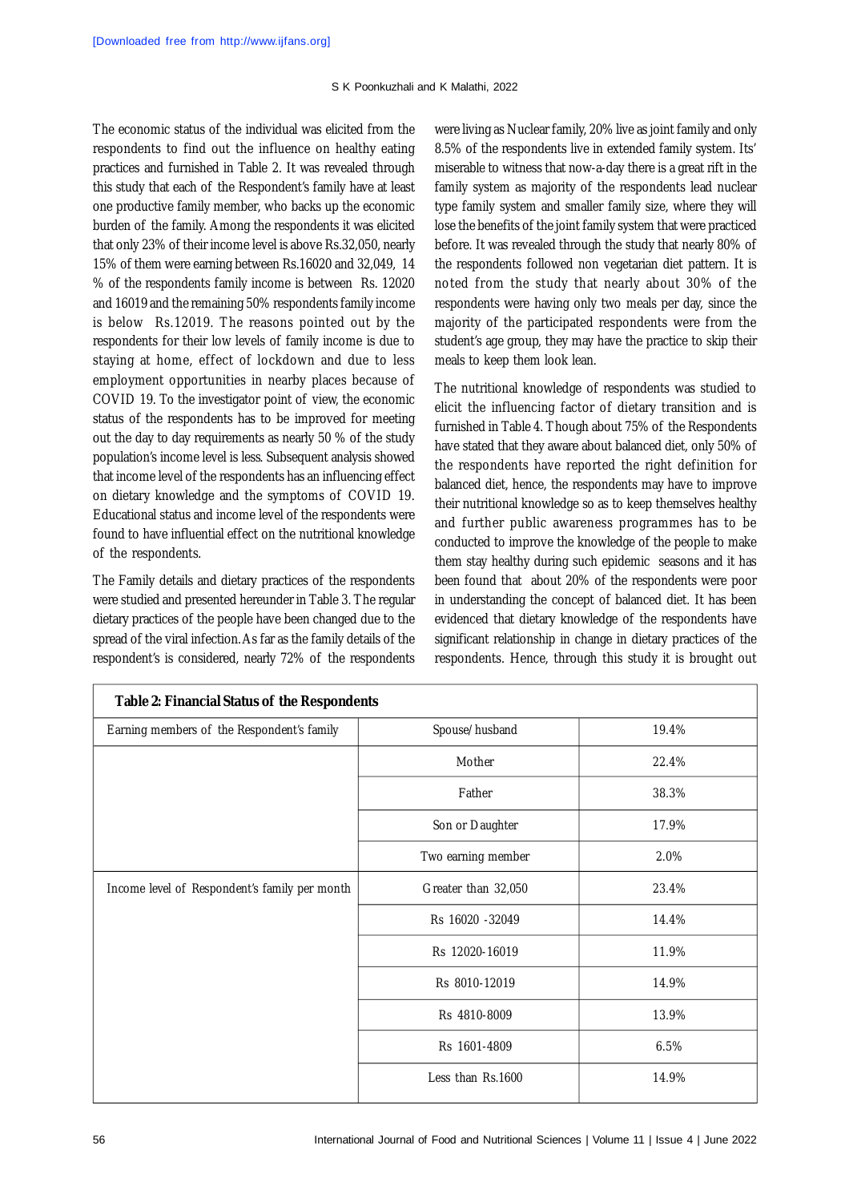The economic status of the individual was elicited from the respondents to find out the influence on healthy eating practices and furnished in Table 2. It was revealed through this study that each of the Respondent's family have at least one productive family member, who backs up the economic burden of the family. Among the respondents it was elicited that only 23% of their income level is above Rs.32,050, nearly 15% of them were earning between Rs.16020 and 32,049, 14 % of the respondents family income is between Rs. 12020 and 16019 and the remaining 50% respondents family income is below Rs.12019. The reasons pointed out by the respondents for their low levels of family income is due to staying at home, effect of lockdown and due to less employment opportunities in nearby places because of COVID 19. To the investigator point of view, the economic status of the respondents has to be improved for meeting out the day to day requirements as nearly 50 % of the study population's income level is less. Subsequent analysis showed that income level of the respondents has an influencing effect on dietary knowledge and the symptoms of COVID 19. Educational status and income level of the respondents were found to have influential effect on the nutritional knowledge of the respondents.

The Family details and dietary practices of the respondents were studied and presented hereunder in Table 3. The regular dietary practices of the people have been changed due to the spread of the viral infection. As far as the family details of the respondent's is considered, nearly 72% of the respondents were living as Nuclear family, 20% live as joint family and only 8.5% of the respondents live in extended family system. Its' miserable to witness that now-a-day there is a great rift in the family system as majority of the respondents lead nuclear type family system and smaller family size, where they will lose the benefits of the joint family system that were practiced before. It was revealed through the study that nearly 80% of the respondents followed non vegetarian diet pattern. It is noted from the study that nearly about 30% of the respondents were having only two meals per day, since the majority of the participated respondents were from the student's age group, they may have the practice to skip their meals to keep them look lean.

The nutritional knowledge of respondents was studied to elicit the influencing factor of dietary transition and is furnished in Table 4. Though about 75% of the Respondents have stated that they aware about balanced diet, only 50% of the respondents have reported the right definition for balanced diet, hence, the respondents may have to improve their nutritional knowledge so as to keep themselves healthy and further public awareness programmes has to be conducted to improve the knowledge of the people to make them stay healthy during such epidemic seasons and it has been found that about 20% of the respondents were poor in understanding the concept of balanced diet. It has been evidenced that dietary knowledge of the respondents have significant relationship in change in dietary practices of the respondents. Hence, through this study it is brought out

**Table 2: Financial Status of the Respondents**

| | | |
|---|---|---|
| Earning members of the Respondent's family | Spouse/husband | 19.4% |
| | Mother | 22.4% |
| | Father | 38.3% |
| | Son or Daughter | 17.9% |
| | Two earning member | 2.0% |
| Income level of Respondent's family per month | Greater than 32,050 | 23.4% |
| | Rs 16020 -32049 | 14.4% |
| | Rs 12020-16019 | 11.9% |
| | Rs 8010-12019 | 14.9% |
| | Rs 4810-8009 | 13.9% |
| | Rs 1601-4809 | 6.5% |
| | Less than Rs.1600 | 14.9% |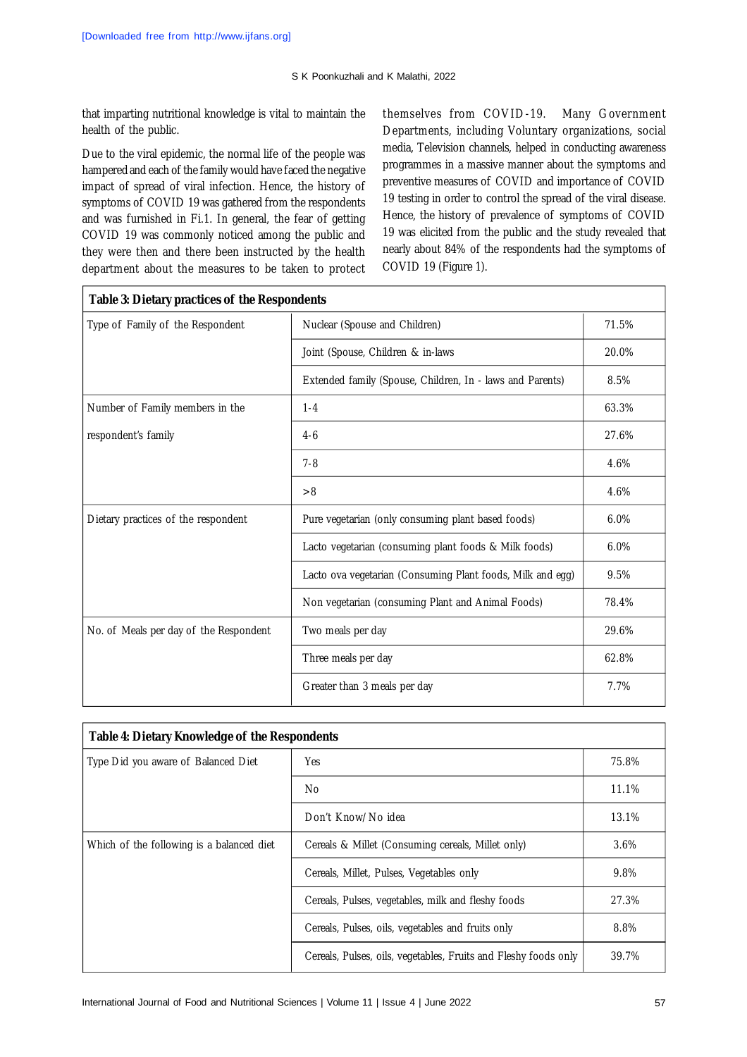that imparting nutritional knowledge is vital to maintain the health of the public.

Due to the viral epidemic, the normal life of the people was hampered and each of the family would have faced the negative impact of spread of viral infection. Hence, the history of symptoms of COVID 19 was gathered from the respondents and was furnished in Fi.1. In general, the fear of getting COVID 19 was commonly noticed among the public and they were then and there been instructed by the health department about the measures to be taken to protect themselves from COVID-19. Many Government Departments, including Voluntary organizations, social media, Television channels, helped in conducting awareness programmes in a massive manner about the symptoms and preventive measures of COVID and importance of COVID 19 testing in order to control the spread of the viral disease. Hence, the history of prevalence of symptoms of COVID 19 was elicited from the public and the study revealed that nearly about 84% of the respondents had the symptoms of COVID 19 (Figure 1).

| **Table 3: Dietary practices of the Respondents** | | |
|---|---|---|
| Type of Family of the Respondent | Nuclear (Spouse and Children) | 71.5% |
| | Joint (Spouse, Children & in-laws | 20.0% |
| | Extended family (Spouse, Children, In - laws and Parents) | 8.5% |
| Number of Family members in the respondent's family | 1-4 | 63.3% |
| | 4-6 | 27.6% |
| | 7-8 | 4.6% |
| | >8 | 4.6% |
| Dietary practices of the respondent | Pure vegetarian (only consuming plant based foods) | 6.0% |
| | Lacto vegetarian (consuming plant foods & Milk foods) | 6.0% |
| | Lacto ova vegetarian (Consuming Plant foods, Milk and egg) | 9.5% |
| | Non vegetarian (consuming Plant and Animal Foods) | 78.4% |
| No. of Meals per day of the Respondent | Two meals per day | 29.6% |
| | Three meals per day | 62.8% |
| | Greater than 3 meals per day | 7.7% |

| **Table 4: Dietary Knowledge of the Respondents** | | |
|---|---|---|
| Type Did you aware of Balanced Diet | Yes | 75.8% |
| | No | 11.1% |
| | Don't Know/No idea | 13.1% |
| Which of the following is a balanced diet | Cereals & Millet (Consuming cereals, Millet only) | 3.6% |
| | Cereals, Millet, Pulses, Vegetables only | 9.8% |
| | Cereals, Pulses, vegetables, milk and fleshy foods | 27.3% |
| | Cereals, Pulses, oils, vegetables and fruits only | 8.8% |
| | Cereals, Pulses, oils, vegetables, Fruits and Fleshy foods only | 39.7% |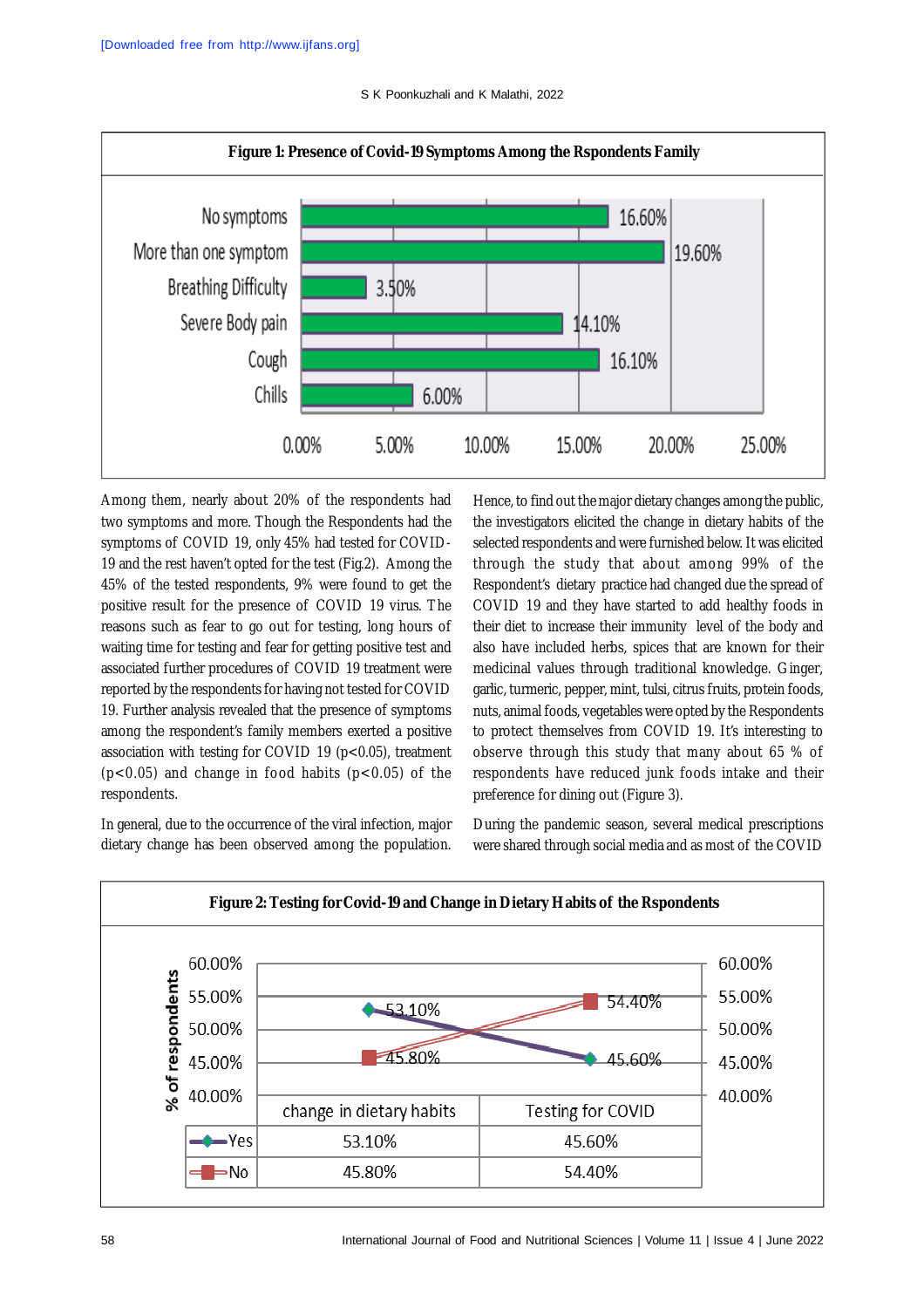**Figure 1: Presence of Covid-19 Symptoms Among the Rspondents Family**

| Symptom | % |
|---|---|
| No symptoms | 16.60% |
| More than one symptom | 19.60% |
| Breathing Difficulty | 3.50% |
| Severe Body pain | 14.10% |
| Cough | 16.10% |
| Chills | 6.00% |

Among them, nearly about 20% of the respondents had two symptoms and more. Though the Respondents had the symptoms of COVID 19, only 45% had tested for COVID-19 and the rest haven't opted for the test (Fig.2). Among the 45% of the tested respondents, 9% were found to get the positive result for the presence of COVID 19 virus. The reasons such as fear to go out for testing, long hours of waiting time for testing and fear for getting positive test and associated further procedures of COVID 19 treatment were reported by the respondents for having not tested for COVID 19. Further analysis revealed that the presence of symptoms among the respondent's family members exerted a positive association with testing for COVID 19 ($p<0.05$), treatment ($p<0.05$) and change in food habits ($p<0.05$) of the respondents.

In general, due to the occurrence of the viral infection, major dietary change has been observed among the population. Hence, to find out the major dietary changes among the public, the investigators elicited the change in dietary habits of the selected respondents and were furnished below. It was elicited through the study that about among 99% of the Respondent's dietary practice had changed due the spread of COVID 19 and they have started to add healthy foods in their diet to increase their immunity level of the body and also have included herbs, spices that are known for their medicinal values through traditional knowledge. Ginger, garlic, turmeric, pepper, mint, tulsi, citrus fruits, protein foods, nuts, animal foods, vegetables were opted by the Respondents to protect themselves from COVID 19. It's interesting to observe through this study that many about 65 % of respondents have reduced junk foods intake and their preference for dining out (Figure 3).

During the pandemic season, several medical prescriptions were shared through social media and as most of the COVID

**Figure 2: Testing for Covid-19 and Change in Dietary Habits of the Rspondents**

| | change in dietary habits | Testing for COVID |
|---|---|---|
| Yes | 53.10% | 45.60% |
| No | 45.80% | 54.40% |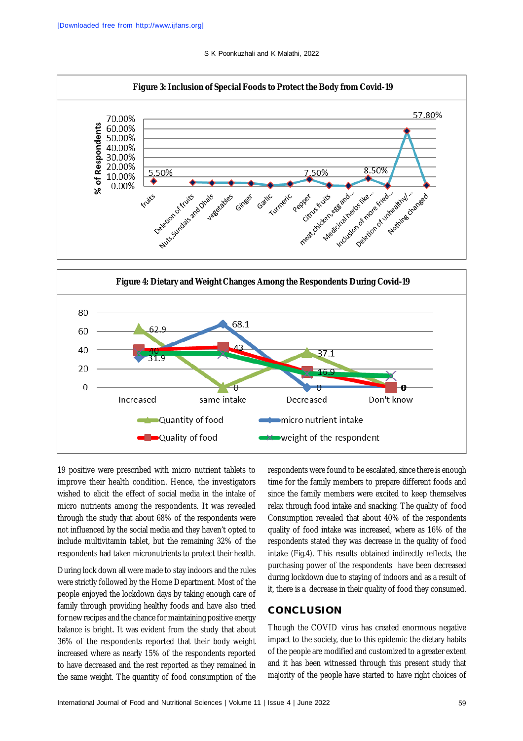**Figure 3: Inclusion of Special Foods to Protect the Body from Covid-19**

**Figure 4: Dietary and Weight Changes Among the Respondents During Covid-19**

19 positive were prescribed with micro nutrient tablets to improve their health condition. Hence, the investigators wished to elicit the effect of social media in the intake of micro nutrients among the respondents. It was revealed through the study that about 68% of the respondents were not influenced by the social media and they haven't opted to include multivitamin tablet, but the remaining 32% of the respondents had taken micronutrients to protect their health.

During lock down all were made to stay indoors and the rules were strictly followed by the Home Department. Most of the people enjoyed the lockdown days by taking enough care of family through providing healthy foods and have also tried for new recipes and the chance for maintaining positive energy balance is bright. It was evident from the study that about 36% of the respondents reported that their body weight increased where as nearly 15% of the respondents reported to have decreased and the rest reported as they remained in the same weight. The quantity of food consumption of the respondents were found to be escalated, since there is enough time for the family members to prepare different foods and since the family members were excited to keep themselves relax through food intake and snacking. The quality of food Consumption revealed that about 40% of the respondents quality of food intake was increased, where as 16% of the respondents stated they was decrease in the quality of food intake (Fig.4). This results obtained indirectly reflects, the purchasing power of the respondents have been decreased during lockdown due to staying of indoors and as a result of it, there is a decrease in their quality of food they consumed.

## CONCLUSION

Though the COVID virus has created enormous negative impact to the society, due to this epidemic the dietary habits of the people are modified and customized to a greater extent and it has been witnessed through this present study that majority of the people have started to have right choices of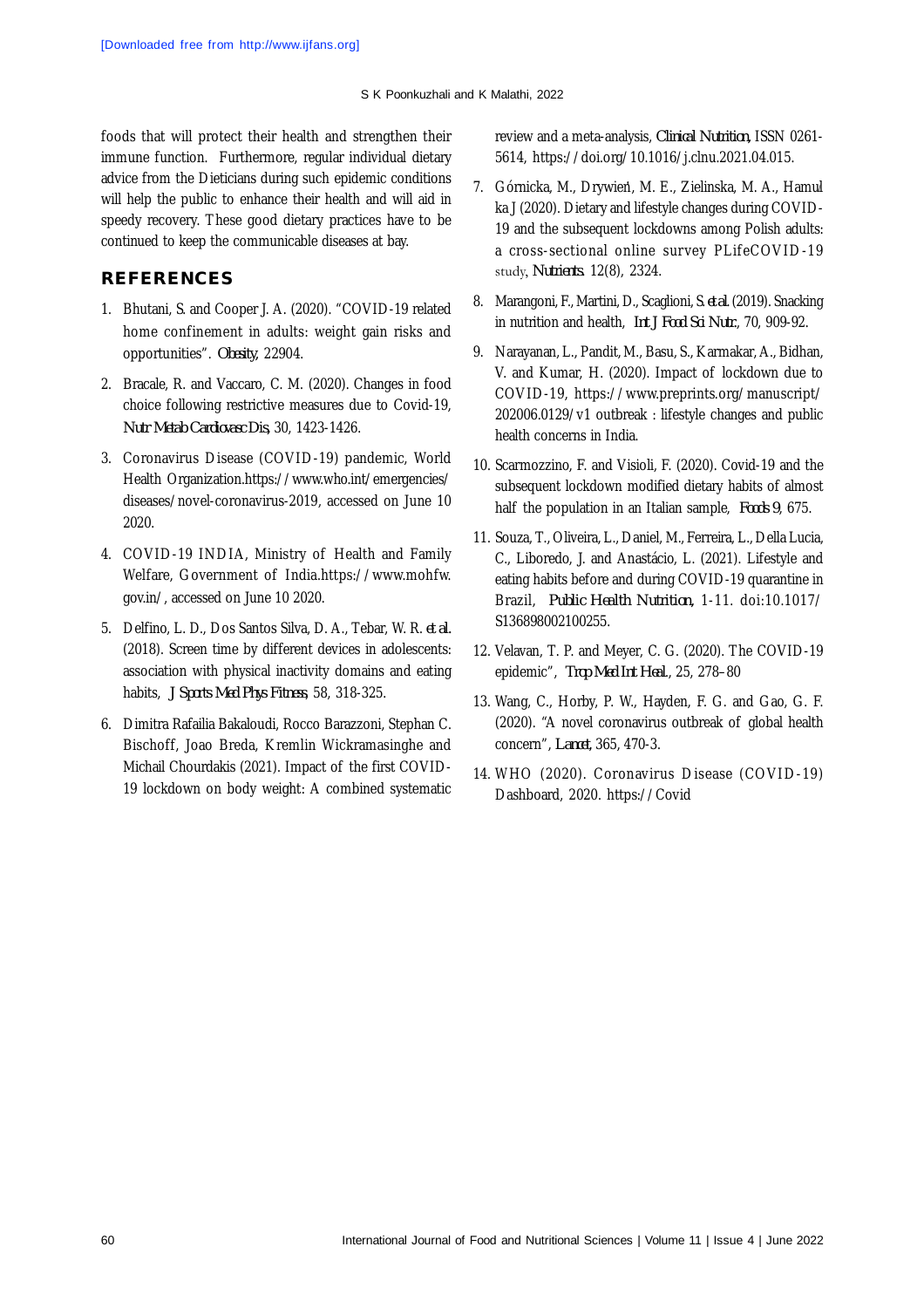foods that will protect their health and strengthen their immune function. Furthermore, regular individual dietary advice from the Dieticians during such epidemic conditions will help the public to enhance their health and will aid in speedy recovery. These good dietary practices have to be continued to keep the communicable diseases at bay.

## REFERENCES

1. Bhutani, S. and Cooper J. A. (2020). "COVID-19 related home confinement in adults: weight gain risks and opportunities". *Obesity*, 22904.
2. Bracale, R. and Vaccaro, C. M. (2020). Changes in food choice following restrictive measures due to Covid-19, *Nutr Metab Cardiovasc Dis*, 30, 1423-1426.
3. Coronavirus Disease (COVID-19) pandemic, World Health Organization.https://www.who.int/emergencies/diseases/novel-coronavirus-2019, accessed on June 10 2020.
4. COVID-19 INDIA, Ministry of Health and Family Welfare, Government of India.https://www.mohfw.gov.in/, accessed on June 10 2020.
5. Delfino, L. D., Dos Santos Silva, D. A., Tebar, W. R. *et al.* (2018). Screen time by different devices in adolescents: association with physical inactivity domains and eating habits, *J Sports Med Phys Fitness*, 58, 318-325.
6. Dimitra Rafailia Bakaloudi, Rocco Barazzoni, Stephan C. Bischoff, Joao Breda, Kremlin Wickramasinghe and Michail Chourdakis (2021). Impact of the first COVID-19 lockdown on body weight: A combined systematic review and a meta-analysis, *Clinical Nutrition*, ISSN 0261-5614, https://doi.org/10.1016/j.clnu.2021.04.015.
7. Górnicka, M., Drywień, M. E., Zielinska, M. A., Hamulka J (2020). Dietary and lifestyle changes during COVID-19 and the subsequent lockdowns among Polish adults: a cross-sectional online survey PLifeCOVID-19 study, *Nutrients*. 12(8), 2324.
8. Marangoni, F., Martini, D., Scaglioni, S. *et al.* (2019). Snacking in nutrition and health, *Int J Food Sci Nutr.*, 70, 909-92.
9. Narayanan, L., Pandit, M., Basu, S., Karmakar, A., Bidhan, V. and Kumar, H. (2020). Impact of lockdown due to COVID-19, https://www.preprints.org/manuscript/202006.0129/v1 outbreak : lifestyle changes and public health concerns in India.
10. Scarmozzino, F. and Visioli, F. (2020). Covid-19 and the subsequent lockdown modified dietary habits of almost half the population in an Italian sample, *Foods 9*, 675.
11. Souza, T., Oliveira, L., Daniel, M., Ferreira, L., Della Lucia, C., Liboredo, J. and Anastácio, L. (2021). Lifestyle and eating habits before and during COVID-19 quarantine in Brazil, *Public Health Nutrition*, 1-11. doi:10.1017/S136898002100255.
12. Velavan, T. P. and Meyer, C. G. (2020). The COVID-19 epidemic", *Trop Med Int Heal.*, 25, 278–80
13. Wang, C., Horby, P. W., Hayden, F. G. and Gao, G. F. (2020). "A novel coronavirus outbreak of global health concern", *Lancet*, 365, 470-3.
14. WHO (2020). Coronavirus Disease (COVID-19) Dashboard, 2020. https://Covid